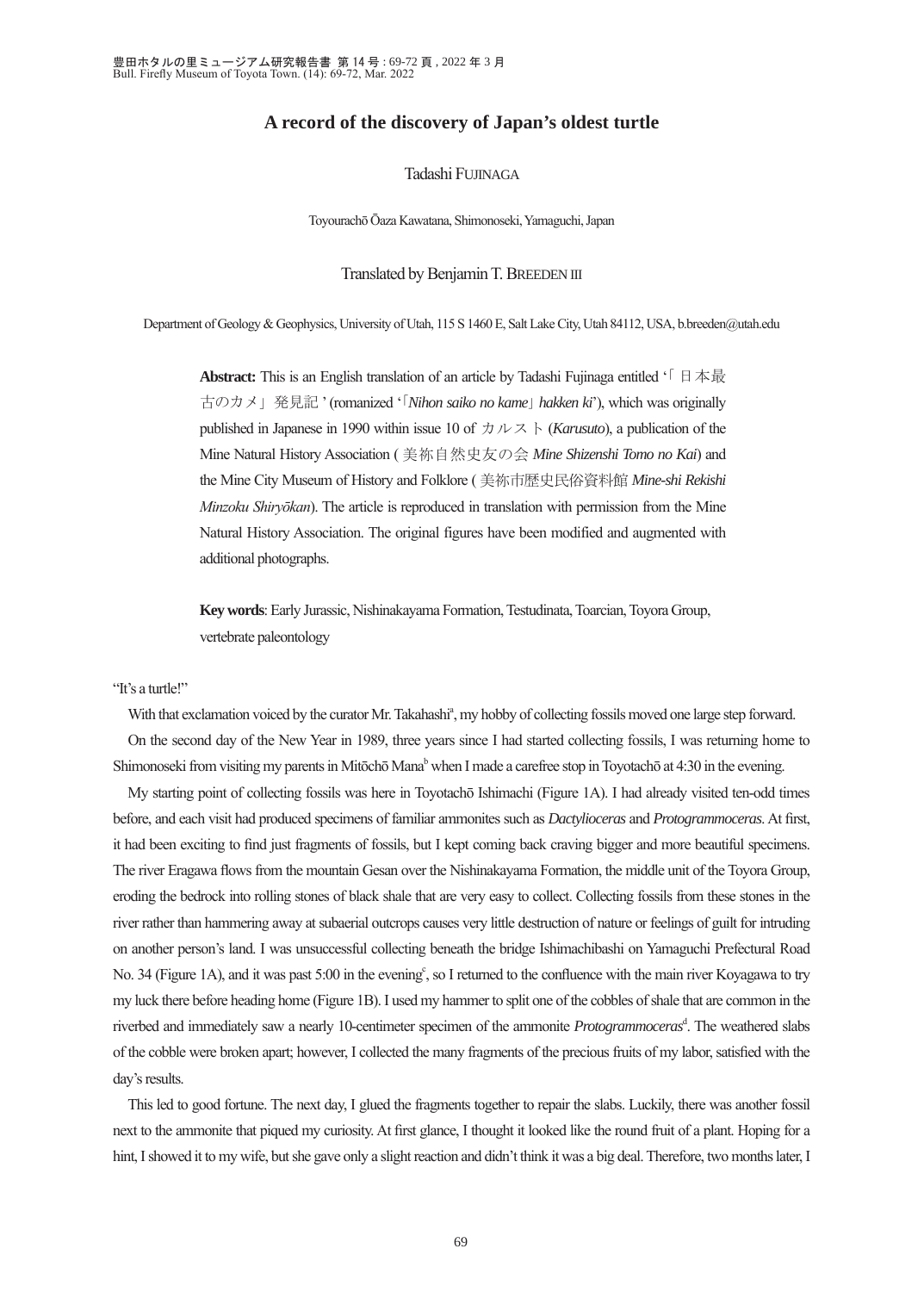# A record of the discovery of Japan's oldest turtle

Tadashi FUJINAGA

Toyouracho Ōaza Kawatana, Shimonoseki, Yamaguchi, Japan

Translated by Benjamin T. BREEDEN III

Department of Geology & Geophysics, University of Utah, 115 S 1460 E, Salt Lake City, Utah 84112, USA, b.breeden@utah.edu

**Abstract:** This is an English translation of an article by Tadashi Fujinaga entitled '「日本最古のカメ」発見記' (romanized '「*Nihon saiko no kame*」*hakken ki*'), which was originally published in Japanese in 1990 within issue 10 of カルスト (*Karusuto*), a publication of the Mine Natural History Association (美祢自然史友の会 *Mine Shizenshi Tomo no Kai*) and the Mine City Museum of History and Folklore (美祢市歴史民俗資料館 *Mine-shi Rekishi Minzoku Shiryōkan*). The article is reproduced in translation with permission from the Mine Natural History Association. The original figures have been modified and augmented with additional photographs.

**Key words**: Early Jurassic, Nishinakayama Formation, Testudinata, Toarcian, Toyora Group, vertebrate paleontology

"It's a turtle!"

With that exclamation voiced by the curator Mr. Takahashi[a], my hobby of collecting fossils moved one large step forward.

On the second day of the New Year in 1989, three years since I had started collecting fossils, I was returning home to Shimonoseki from visiting my parents in Mitōchō Mana[b] when I made a carefree stop in Toyotachō at 4:30 in the evening.

My starting point of collecting fossils was here in Toyotachō Ishimachi (Figure 1A). I had already visited ten-odd times before, and each visit had produced specimens of familiar ammonites such as *Dactylioceras* and *Protogrammoceras*. At first, it had been exciting to find just fragments of fossils, but I kept coming back craving bigger and more beautiful specimens. The river Eragawa flows from the mountain Gesan over the Nishinakayama Formation, the middle unit of the Toyora Group, eroding the bedrock into rolling stones of black shale that are very easy to collect. Collecting fossils from these stones in the river rather than hammering away at subaerial outcrops causes very little destruction of nature or feelings of guilt for intruding on another person's land. I was unsuccessful collecting beneath the bridge Ishimachibashi on Yamaguchi Prefectural Road No. 34 (Figure 1A), and it was past 5:00 in the evening[c], so I returned to the confluence with the main river Koyagawa to try my luck there before heading home (Figure 1B). I used my hammer to split one of the cobbles of shale that are common in the riverbed and immediately saw a nearly 10-centimeter specimen of the ammonite *Protogrammoceras*[d]. The weathered slabs of the cobble were broken apart; however, I collected the many fragments of the precious fruits of my labor, satisfied with the day's results.

This led to good fortune. The next day, I glued the fragments together to repair the slabs. Luckily, there was another fossil next to the ammonite that piqued my curiosity. At first glance, I thought it looked like the round fruit of a plant. Hoping for a hint, I showed it to my wife, but she gave only a slight reaction and didn't think it was a big deal. Therefore, two months later, I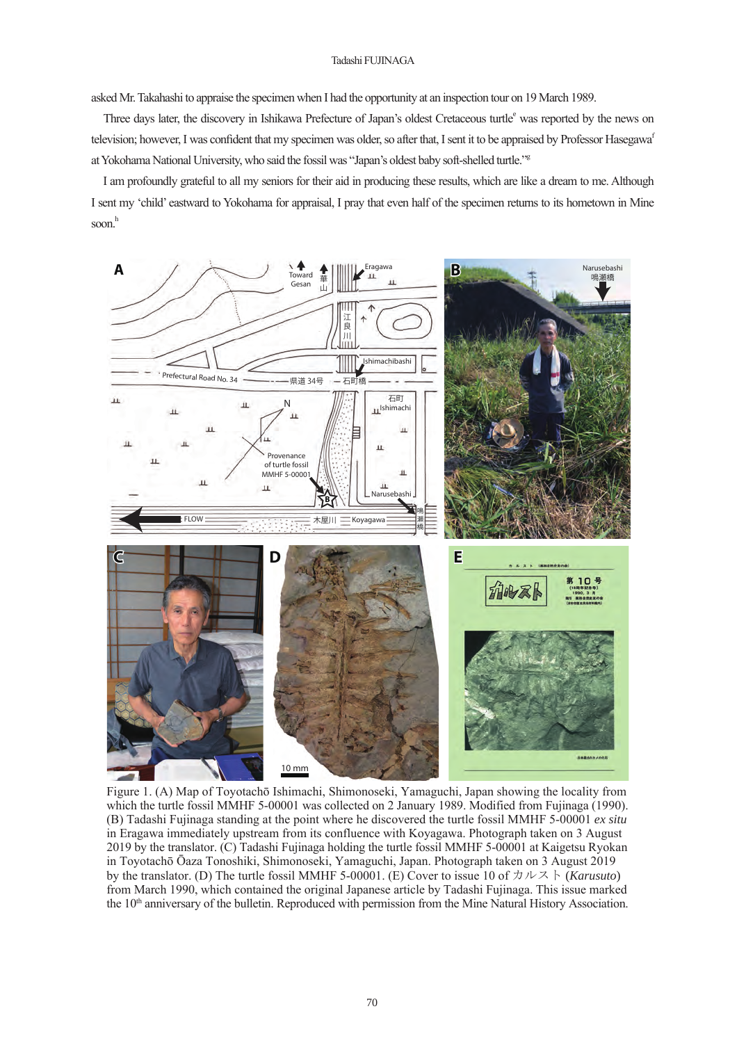asked Mr. Takahashi to appraise the specimen when I had the opportunity at an inspection tour on 19 March 1989.

Three days later, the discovery in Ishikawa Prefecture of Japan's oldest Cretaceous turtle[e] was reported by the news on television; however, I was confident that my specimen was older, so after that, I sent it to be appraised by Professor Hasegawa[f] at Yokohama National University, who said the fossil was "Japan's oldest baby soft-shelled turtle."[g]

I am profoundly grateful to all my seniors for their aid in producing these results, which are like a dream to me. Although I sent my 'child' eastward to Yokohama for appraisal, I pray that even half of the specimen returns to its hometown in Mine soon.[h]

Figure 1. (A) Map of Toyotachō Ishimachi, Shimonoseki, Yamaguchi, Japan showing the locality from which the turtle fossil MMHF 5-00001 was collected on 2 January 1989. Modified from Fujinaga (1990). (B) Tadashi Fujinaga standing at the point where he discovered the turtle fossil MMHF 5-00001 *ex situ* in Eragawa immediately upstream from its confluence with Koyagawa. Photograph taken on 3 August 2019 by the translator. (C) Tadashi Fujinaga holding the turtle fossil MMHF 5-00001 at Kaigetsu Ryokan in Toyotachō Ōaza Tonoshiki, Shimonoseki, Yamaguchi, Japan. Photograph taken on 3 August 2019 by the translator. (D) The turtle fossil MMHF 5-00001. (E) Cover to issue 10 of カルスト (*Karusuto*) from March 1990, which contained the original Japanese article by Tadashi Fujinaga. This issue marked the 10th anniversary of the bulletin. Reproduced with permission from the Mine Natural History Association.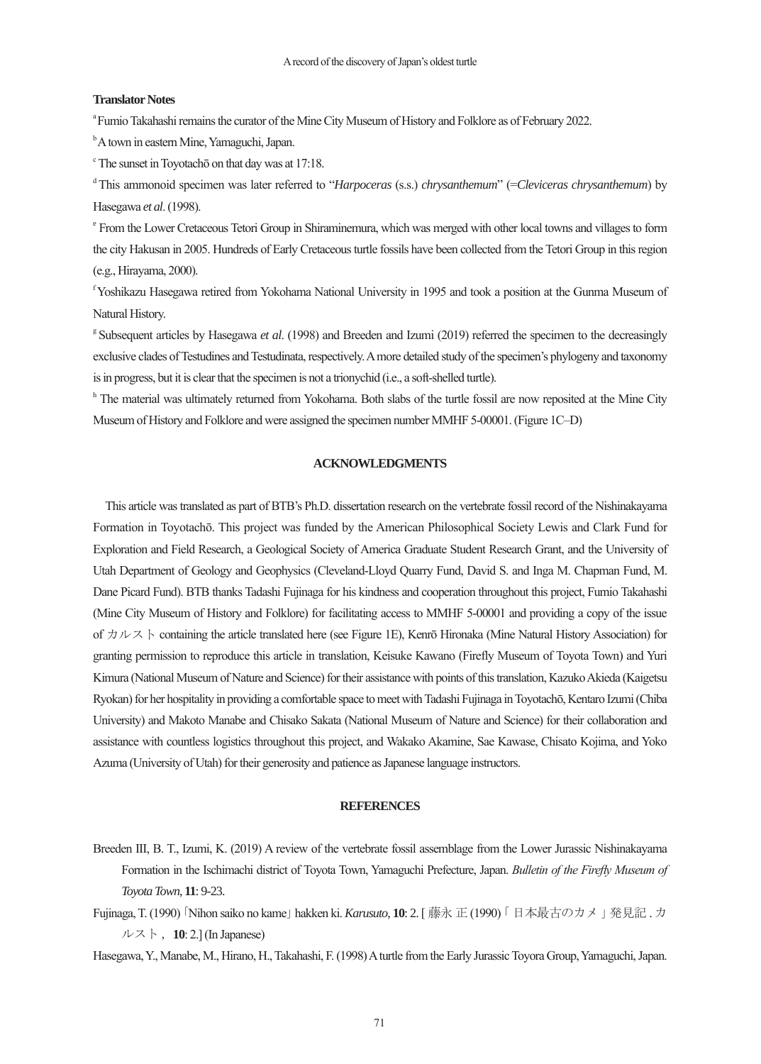## Translator Notes

[a] Fumio Takahashi remains the curator of the Mine City Museum of History and Folklore as of February 2022.

[b] A town in eastern Mine, Yamaguchi, Japan.

[c] The sunset in Toyotachō on that day was at 17:18.

[d] This ammonoid specimen was later referred to "*Harpoceras* (s.s.) *chrysanthemum*" (=*Cleviceras chrysanthemum*) by Hasegawa *et al*. (1998).

[e] From the Lower Cretaceous Tetori Group in Shiraminemura, which was merged with other local towns and villages to form the city Hakusan in 2005. Hundreds of Early Cretaceous turtle fossils have been collected from the Tetori Group in this region (e.g., Hirayama, 2000).

[f] Yoshikazu Hasegawa retired from Yokohama National University in 1995 and took a position at the Gunma Museum of Natural History.

[g] Subsequent articles by Hasegawa *et al*. (1998) and Breeden and Izumi (2019) referred the specimen to the decreasingly exclusive clades of Testudines and Testudinata, respectively. A more detailed study of the specimen's phylogeny and taxonomy is in progress, but it is clear that the specimen is not a trionychid (i.e., a soft-shelled turtle).

[h] The material was ultimately returned from Yokohama. Both slabs of the turtle fossil are now reposited at the Mine City Museum of History and Folklore and were assigned the specimen number MMHF 5-00001. (Figure 1C–D)

## ACKNOWLEDGMENTS

This article was translated as part of BTB's Ph.D. dissertation research on the vertebrate fossil record of the Nishinakayama Formation in Toyotachō. This project was funded by the American Philosophical Society Lewis and Clark Fund for Exploration and Field Research, a Geological Society of America Graduate Student Research Grant, and the University of Utah Department of Geology and Geophysics (Cleveland-Lloyd Quarry Fund, David S. and Inga M. Chapman Fund, M. Dane Picard Fund). BTB thanks Tadashi Fujinaga for his kindness and cooperation throughout this project, Fumio Takahashi (Mine City Museum of History and Folklore) for facilitating access to MMHF 5-00001 and providing a copy of the issue of カルスト containing the article translated here (see Figure 1E), Kenrō Hironaka (Mine Natural History Association) for granting permission to reproduce this article in translation, Keisuke Kawano (Firefly Museum of Toyota Town) and Yuri Kimura (National Museum of Nature and Science) for their assistance with points of this translation, Kazuko Akieda (Kaigetsu Ryokan) for her hospitality in providing a comfortable space to meet with Tadashi Fujinaga in Toyotachō, Kentaro Izumi (Chiba University) and Makoto Manabe and Chisako Sakata (National Museum of Nature and Science) for their collaboration and assistance with countless logistics throughout this project, and Wakako Akamine, Sae Kawase, Chisato Kojima, and Yoko Azuma (University of Utah) for their generosity and patience as Japanese language instructors.

## REFERENCES

Breeden III, B. T., Izumi, K. (2019) A review of the vertebrate fossil assemblage from the Lower Jurassic Nishinakayama Formation in the Ischimachi district of Toyota Town, Yamaguchi Prefecture, Japan. *Bulletin of the Firefly Museum of Toyota Town,* **11**: 9-23.

Fujinaga, T. (1990)「Nihon saiko no kame」hakken ki. *Karusuto,* **10**: 2. [ 藤永 正 (1990)「日本最古のカメ」発見記 . カルスト , **10**: 2.] (In Japanese)

Hasegawa, Y., Manabe, M., Hirano, H., Takahashi, F. (1998) A turtle from the Early Jurassic Toyora Group, Yamaguchi, Japan.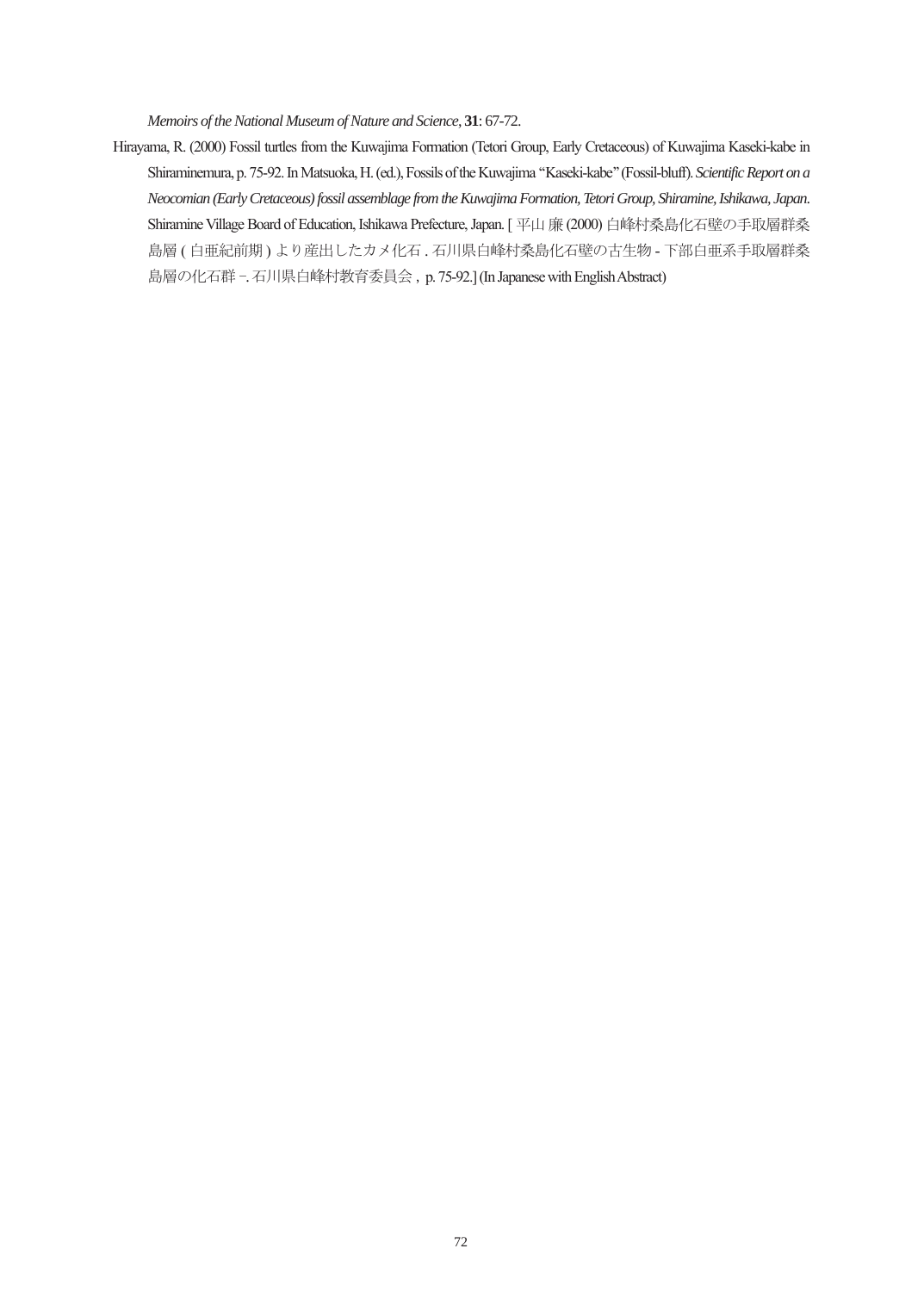*Memoirs of the National Museum of Nature and Science*, **31**: 67-72.

Hirayama, R. (2000) Fossil turtles from the Kuwajima Formation (Tetori Group, Early Cretaceous) of Kuwajima Kaseki-kabe in Shiraminemura, p. 75-92. In Matsuoka, H. (ed.), Fossils of the Kuwajima "Kaseki-kabe" (Fossil-bluff). *Scientific Report on a Neocomian (Early Cretaceous) fossil assemblage from the Kuwajima Formation, Tetori Group, Shiramine, Ishikawa, Japan*. Shiramine Village Board of Education, Ishikawa Prefecture, Japan. [ 平山 廉 (2000) 白峰村桑島化石壁の手取層群桑島層 ( 白亜紀前期 ) より産出したカメ化石 . 石川県白峰村桑島化石壁の古生物 - 下部白亜系手取層群桑島層の化石群 –. 石川県白峰村教育委員会 , p. 75-92.] (In Japanese with English Abstract)